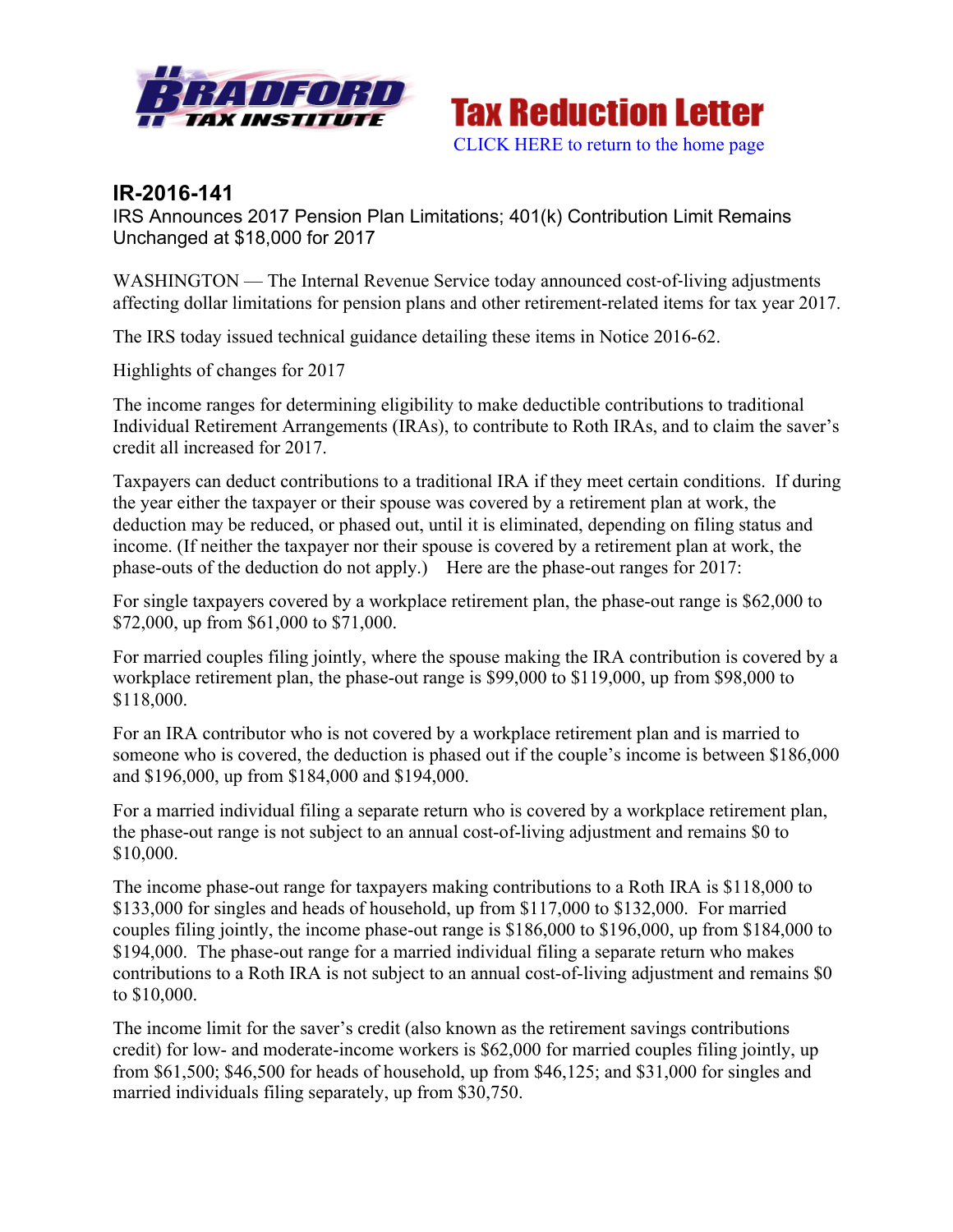# Tax Reduction Letter

CLICK HERE to return to the home page

## IR-2016-141

IRS Announces 2017 Pension Plan Limitations; 401(k) Contribution Limit Remains Unchanged at $18,000 for 2017

WASHINGTON — The Internal Revenue Service today announced cost-of-living adjustments affecting dollar limitations for pension plans and other retirement-related items for tax year 2017.

The IRS today issued technical guidance detailing these items in Notice 2016-62.

Highlights of changes for 2017

The income ranges for determining eligibility to make deductible contributions to traditional Individual Retirement Arrangements (IRAs), to contribute to Roth IRAs, and to claim the saver's credit all increased for 2017.

Taxpayers can deduct contributions to a traditional IRA if they meet certain conditions. If during the year either the taxpayer or their spouse was covered by a retirement plan at work, the deduction may be reduced, or phased out, until it is eliminated, depending on filing status and income. (If neither the taxpayer nor their spouse is covered by a retirement plan at work, the phase-outs of the deduction do not apply.) Here are the phase-out ranges for 2017:

For single taxpayers covered by a workplace retirement plan, the phase-out range is $62,000 to $72,000, up from $61,000 to $71,000.

For married couples filing jointly, where the spouse making the IRA contribution is covered by a workplace retirement plan, the phase-out range is $99,000 to $119,000, up from $98,000 to $118,000.

For an IRA contributor who is not covered by a workplace retirement plan and is married to someone who is covered, the deduction is phased out if the couple's income is between $186,000 and $196,000, up from $184,000 and $194,000.

For a married individual filing a separate return who is covered by a workplace retirement plan, the phase-out range is not subject to an annual cost-of-living adjustment and remains $0 to $10,000.

The income phase-out range for taxpayers making contributions to a Roth IRA is $118,000 to $133,000 for singles and heads of household, up from $117,000 to $132,000. For married couples filing jointly, the income phase-out range is $186,000 to $196,000, up from $184,000 to $194,000. The phase-out range for a married individual filing a separate return who makes contributions to a Roth IRA is not subject to an annual cost-of-living adjustment and remains $0 to $10,000.

The income limit for the saver's credit (also known as the retirement savings contributions credit) for low- and moderate-income workers is $62,000 for married couples filing jointly, up from $61,500; $46,500 for heads of household, up from $46,125; and $31,000 for singles and married individuals filing separately, up from $30,750.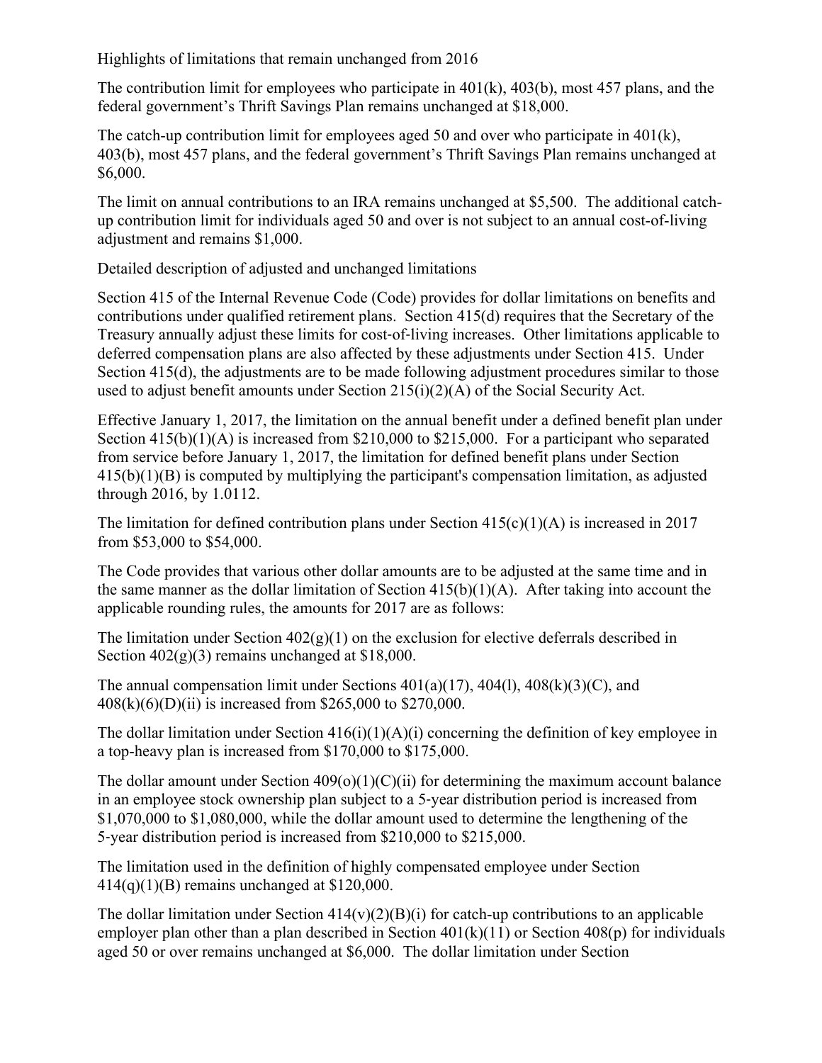Highlights of limitations that remain unchanged from 2016

The contribution limit for employees who participate in 401(k), 403(b), most 457 plans, and the federal government's Thrift Savings Plan remains unchanged at $18,000.

The catch-up contribution limit for employees aged 50 and over who participate in 401(k), 403(b), most 457 plans, and the federal government's Thrift Savings Plan remains unchanged at $6,000.

The limit on annual contributions to an IRA remains unchanged at $5,500. The additional catch-up contribution limit for individuals aged 50 and over is not subject to an annual cost-of-living adjustment and remains $1,000.

Detailed description of adjusted and unchanged limitations

Section 415 of the Internal Revenue Code (Code) provides for dollar limitations on benefits and contributions under qualified retirement plans. Section 415(d) requires that the Secretary of the Treasury annually adjust these limits for cost-of-living increases. Other limitations applicable to deferred compensation plans are also affected by these adjustments under Section 415. Under Section 415(d), the adjustments are to be made following adjustment procedures similar to those used to adjust benefit amounts under Section 215(i)(2)(A) of the Social Security Act.

Effective January 1, 2017, the limitation on the annual benefit under a defined benefit plan under Section 415(b)(1)(A) is increased from $210,000 to $215,000. For a participant who separated from service before January 1, 2017, the limitation for defined benefit plans under Section 415(b)(1)(B) is computed by multiplying the participant's compensation limitation, as adjusted through 2016, by 1.0112.

The limitation for defined contribution plans under Section 415(c)(1)(A) is increased in 2017 from $53,000 to $54,000.

The Code provides that various other dollar amounts are to be adjusted at the same time and in the same manner as the dollar limitation of Section 415(b)(1)(A). After taking into account the applicable rounding rules, the amounts for 2017 are as follows:

The limitation under Section 402(g)(1) on the exclusion for elective deferrals described in Section 402(g)(3) remains unchanged at $18,000.

The annual compensation limit under Sections 401(a)(17), 404(l), 408(k)(3)(C), and 408(k)(6)(D)(ii) is increased from $265,000 to $270,000.

The dollar limitation under Section 416(i)(1)(A)(i) concerning the definition of key employee in a top-heavy plan is increased from $170,000 to $175,000.

The dollar amount under Section 409(o)(1)(C)(ii) for determining the maximum account balance in an employee stock ownership plan subject to a 5-year distribution period is increased from $1,070,000 to $1,080,000, while the dollar amount used to determine the lengthening of the 5-year distribution period is increased from $210,000 to $215,000.

The limitation used in the definition of highly compensated employee under Section 414(q)(1)(B) remains unchanged at $120,000.

The dollar limitation under Section 414(v)(2)(B)(i) for catch-up contributions to an applicable employer plan other than a plan described in Section 401(k)(11) or Section 408(p) for individuals aged 50 or over remains unchanged at $6,000. The dollar limitation under Section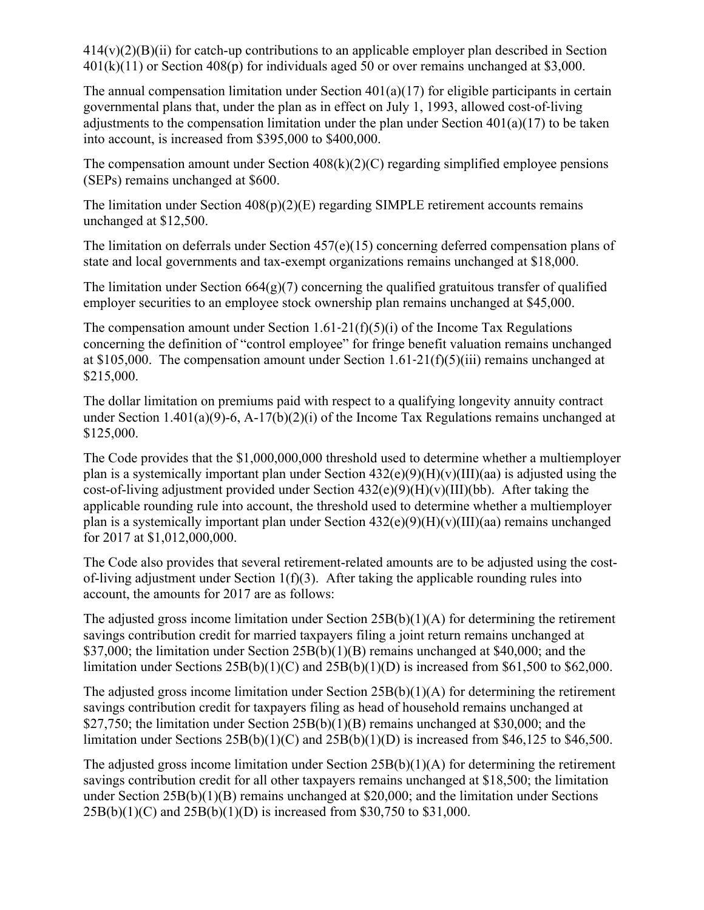414(v)(2)(B)(ii) for catch-up contributions to an applicable employer plan described in Section 401(k)(11) or Section 408(p) for individuals aged 50 or over remains unchanged at $3,000.

The annual compensation limitation under Section 401(a)(17) for eligible participants in certain governmental plans that, under the plan as in effect on July 1, 1993, allowed cost-of-living adjustments to the compensation limitation under the plan under Section 401(a)(17) to be taken into account, is increased from $395,000 to $400,000.

The compensation amount under Section 408(k)(2)(C) regarding simplified employee pensions (SEPs) remains unchanged at $600.

The limitation under Section 408(p)(2)(E) regarding SIMPLE retirement accounts remains unchanged at $12,500.

The limitation on deferrals under Section 457(e)(15) concerning deferred compensation plans of state and local governments and tax-exempt organizations remains unchanged at $18,000.

The limitation under Section 664(g)(7) concerning the qualified gratuitous transfer of qualified employer securities to an employee stock ownership plan remains unchanged at $45,000.

The compensation amount under Section 1.61-21(f)(5)(i) of the Income Tax Regulations concerning the definition of "control employee" for fringe benefit valuation remains unchanged at $105,000. The compensation amount under Section 1.61-21(f)(5)(iii) remains unchanged at $215,000.

The dollar limitation on premiums paid with respect to a qualifying longevity annuity contract under Section 1.401(a)(9)-6, A-17(b)(2)(i) of the Income Tax Regulations remains unchanged at $125,000.

The Code provides that the $1,000,000,000 threshold used to determine whether a multiemployer plan is a systemically important plan under Section 432(e)(9)(H)(v)(III)(aa) is adjusted using the cost-of-living adjustment provided under Section 432(e)(9)(H)(v)(III)(bb). After taking the applicable rounding rule into account, the threshold used to determine whether a multiemployer plan is a systemically important plan under Section 432(e)(9)(H)(v)(III)(aa) remains unchanged for 2017 at $1,012,000,000.

The Code also provides that several retirement-related amounts are to be adjusted using the cost-of-living adjustment under Section 1(f)(3). After taking the applicable rounding rules into account, the amounts for 2017 are as follows:

The adjusted gross income limitation under Section 25B(b)(1)(A) for determining the retirement savings contribution credit for married taxpayers filing a joint return remains unchanged at $37,000; the limitation under Section 25B(b)(1)(B) remains unchanged at $40,000; and the limitation under Sections 25B(b)(1)(C) and 25B(b)(1)(D) is increased from $61,500 to $62,000.

The adjusted gross income limitation under Section 25B(b)(1)(A) for determining the retirement savings contribution credit for taxpayers filing as head of household remains unchanged at $27,750; the limitation under Section 25B(b)(1)(B) remains unchanged at $30,000; and the limitation under Sections 25B(b)(1)(C) and 25B(b)(1)(D) is increased from $46,125 to $46,500.

The adjusted gross income limitation under Section 25B(b)(1)(A) for determining the retirement savings contribution credit for all other taxpayers remains unchanged at $18,500; the limitation under Section 25B(b)(1)(B) remains unchanged at $20,000; and the limitation under Sections 25B(b)(1)(C) and 25B(b)(1)(D) is increased from $30,750 to $31,000.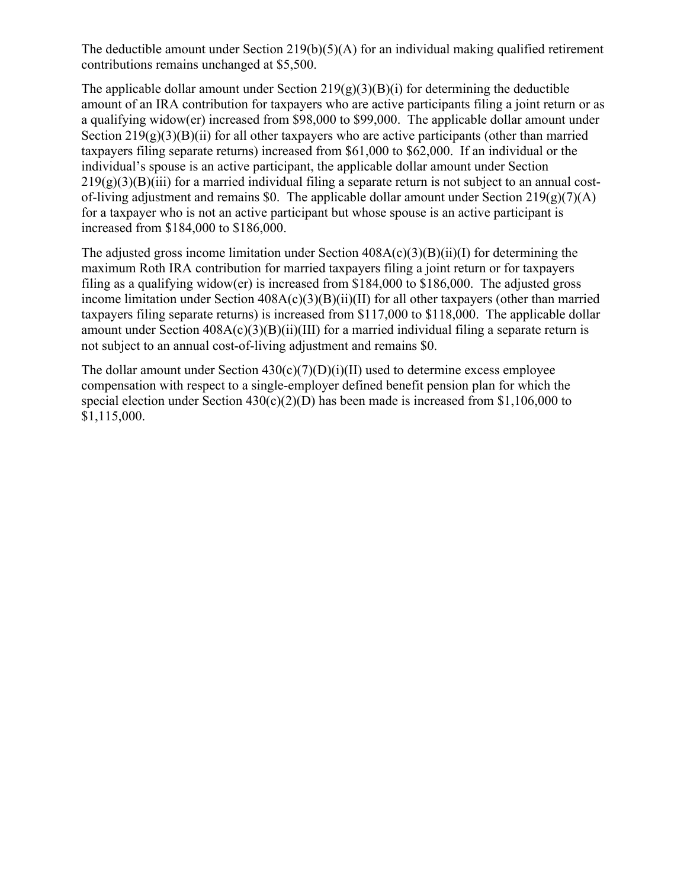The deductible amount under Section 219(b)(5)(A) for an individual making qualified retirement contributions remains unchanged at $5,500.

The applicable dollar amount under Section 219(g)(3)(B)(i) for determining the deductible amount of an IRA contribution for taxpayers who are active participants filing a joint return or as a qualifying widow(er) increased from $98,000 to $99,000. The applicable dollar amount under Section 219(g)(3)(B)(ii) for all other taxpayers who are active participants (other than married taxpayers filing separate returns) increased from $61,000 to $62,000. If an individual or the individual's spouse is an active participant, the applicable dollar amount under Section 219(g)(3)(B)(iii) for a married individual filing a separate return is not subject to an annual cost-of-living adjustment and remains $0. The applicable dollar amount under Section 219(g)(7)(A) for a taxpayer who is not an active participant but whose spouse is an active participant is increased from $184,000 to $186,000.

The adjusted gross income limitation under Section 408A(c)(3)(B)(ii)(I) for determining the maximum Roth IRA contribution for married taxpayers filing a joint return or for taxpayers filing as a qualifying widow(er) is increased from $184,000 to $186,000. The adjusted gross income limitation under Section 408A(c)(3)(B)(ii)(II) for all other taxpayers (other than married taxpayers filing separate returns) is increased from $117,000 to $118,000. The applicable dollar amount under Section 408A(c)(3)(B)(ii)(III) for a married individual filing a separate return is not subject to an annual cost-of-living adjustment and remains $0.

The dollar amount under Section 430(c)(7)(D)(i)(II) used to determine excess employee compensation with respect to a single-employer defined benefit pension plan for which the special election under Section 430(c)(2)(D) has been made is increased from $1,106,000 to $1,115,000.